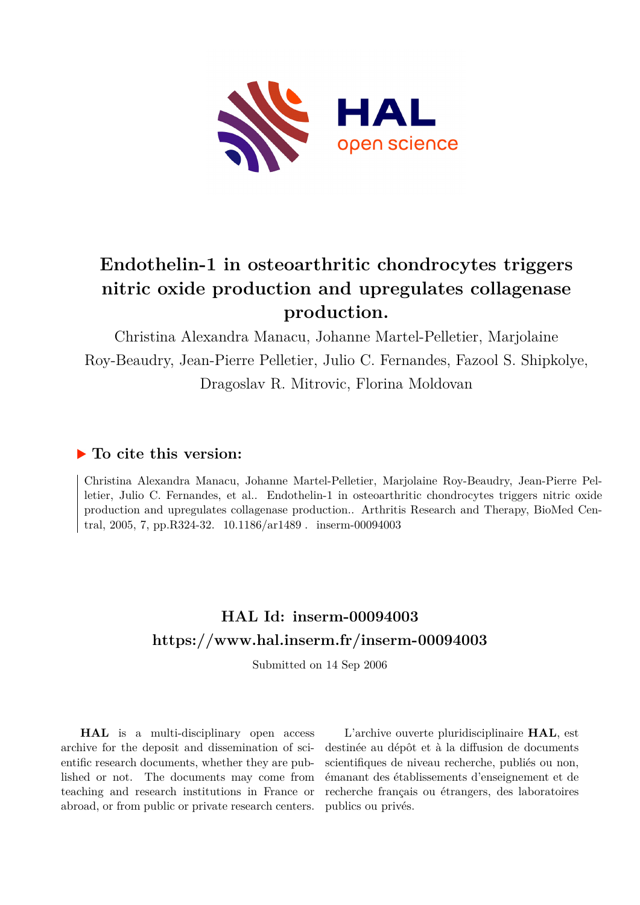# Endothelin-1 in osteoarthritic chondrocytes triggers nitric oxide production and upregulates collagenase production.

Christina Alexandra Manacu, Johanne Martel-Pelletier, Marjolaine Roy-Beaudry, Jean-Pierre Pelletier, Julio C. Fernandes, Fazool S. Shipkolye, Dragoslav R. Mitrovic, Florina Moldovan

## ▶ To cite this version:

Christina Alexandra Manacu, Johanne Martel-Pelletier, Marjolaine Roy-Beaudry, Jean-Pierre Pelletier, Julio C. Fernandes, et al.. Endothelin-1 in osteoarthritic chondrocytes triggers nitric oxide production and upregulates collagenase production.. Arthritis Research and Therapy, BioMed Central, 2005, 7, pp.R324-32. 10.1186/ar1489 . inserm-00094003

## HAL Id: inserm-00094003
## https://www.hal.inserm.fr/inserm-00094003

Submitted on 14 Sep 2006

**HAL** is a multi-disciplinary open access archive for the deposit and dissemination of scientific research documents, whether they are published or not. The documents may come from teaching and research institutions in France or abroad, or from public or private research centers.

L'archive ouverte pluridisciplinaire **HAL**, est destinée au dépôt et à la diffusion de documents scientifiques de niveau recherche, publiés ou non, émanant des établissements d'enseignement et de recherche français ou étrangers, des laboratoires publics ou privés.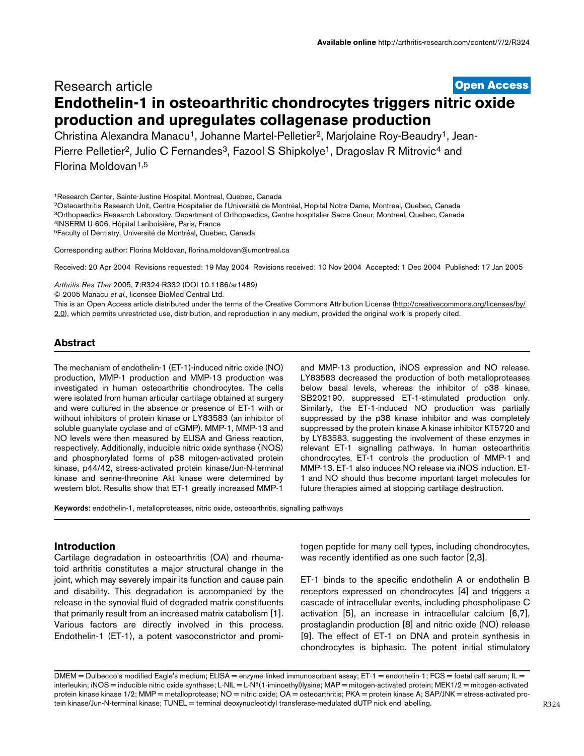Research article

**Open Access**

# Endothelin-1 in osteoarthritic chondrocytes triggers nitric oxide production and upregulates collagenase production

Christina Alexandra Manacu[1], Johanne Martel-Pelletier[2], Marjolaine Roy-Beaudry[1], Jean-Pierre Pelletier[2], Julio C Fernandes[3], Fazool S Shipkolye[1], Dragoslav R Mitrovic[4] and Florina Moldovan[1,5]

[1]Research Center, Sainte-Justine Hospital, Montreal, Quebec, Canada
[2]Osteoarthritis Research Unit, Centre Hospitalier de l'Université de Montréal, Hopital Notre-Dame, Montreal, Quebec, Canada
[3]Orthopaedics Research Laboratory, Department of Orthopaedics, Centre hospitalier Sacre-Coeur, Montreal, Quebec, Canada
[4]INSERM U-606, Hôpital Lariboisière, Paris, France
[5]Faculty of Dentistry, Université de Montréal, Quebec, Canada

Corresponding author: Florina Moldovan, florina.moldovan@umontreal.ca

Received: 20 Apr 2004 Revisions requested: 19 May 2004 Revisions received: 10 Nov 2004 Accepted: 1 Dec 2004 Published: 17 Jan 2005

*Arthritis Res Ther* 2005, **7**:R324-R332 (DOI 10.1186/ar1489)
© 2005 Manacu *et al.*, licensee BioMed Central Ltd.
This is an Open Access article distributed under the terms of the Creative Commons Attribution License (http://creativecommons.org/licenses/by/2.0), which permits unrestricted use, distribution, and reproduction in any medium, provided the original work is properly cited.

## Abstract

The mechanism of endothelin-1 (ET-1)-induced nitric oxide (NO) production, MMP-1 production and MMP-13 production was investigated in human osteoarthritis chondrocytes. The cells were isolated from human articular cartilage obtained at surgery and were cultured in the absence or presence of ET-1 with or without inhibitors of protein kinase or LY83583 (an inhibitor of soluble guanylate cyclase and of cGMP). MMP-1, MMP-13 and NO levels were then measured by ELISA and Griess reaction, respectively. Additionally, inducible nitric oxide synthase (iNOS) and phosphorylated forms of p38 mitogen-activated protein kinase, p44/42, stress-activated protein kinase/Jun-N-terminal kinase and serine-threonine Akt kinase were determined by western blot. Results show that ET-1 greatly increased MMP-1 and MMP-13 production, iNOS expression and NO release. LY83583 decreased the production of both metalloproteases below basal levels, whereas the inhibitor of p38 kinase, SB202190, suppressed ET-1-stimulated production only. Similarly, the ET-1-induced NO production was partially suppressed by the p38 kinase inhibitor and was completely suppressed by the protein kinase A kinase inhibitor KT5720 and by LY83583, suggesting the involvement of these enzymes in relevant ET-1 signalling pathways. In human osteoarthritis chondrocytes, ET-1 controls the production of MMP-1 and MMP-13. ET-1 also induces NO release via iNOS induction. ET-1 and NO should thus become important target molecules for future therapies aimed at stopping cartilage destruction.

**Keywords:** endothelin-1, metalloproteases, nitric oxide, osteoarthritis, signalling pathways

## Introduction

Cartilage degradation in osteoarthritis (OA) and rheumatoid arthritis constitutes a major structural change in the joint, which may severely impair its function and cause pain and disability. This degradation is accompanied by the release in the synovial fluid of degraded matrix constituents that primarily result from an increased matrix catabolism [1]. Various factors are directly involved in this process. Endothelin-1 (ET-1), a potent vasoconstrictor and promitogen peptide for many cell types, including chondrocytes, was recently identified as one such factor [2,3].

ET-1 binds to the specific endothelin A or endothelin B receptors expressed on chondrocytes [4] and triggers a cascade of intracellular events, including phospholipase C activation [5], an increase in intracellular calcium [6,7], prostaglandin production [8] and nitric oxide (NO) release [9]. The effect of ET-1 on DNA and protein synthesis in chondrocytes is biphasic. The potent initial stimulatory

DMEM = Dulbecco's modified Eagle's medium; ELISA = enzyme-linked immunosorbent assay; ET-1 = endothelin-1; FCS = foetal calf serum; IL = interleukin; iNOS = inducible nitric oxide synthase; L-NIL = L-N[6](1-iminoethyl)lysine; MAP = mitogen-activated protein; MEK1/2 = mitogen-activated protein kinase kinase 1/2; MMP = metalloprotease; NO = nitric oxide; OA = osteoarthritis; PKA = protein kinase A; SAP/JNK = stress-activated protein kinase/Jun-N-terminal kinase; TUNEL = terminal deoxynucleotidyl transferase-medulated dUTP nick end labelling.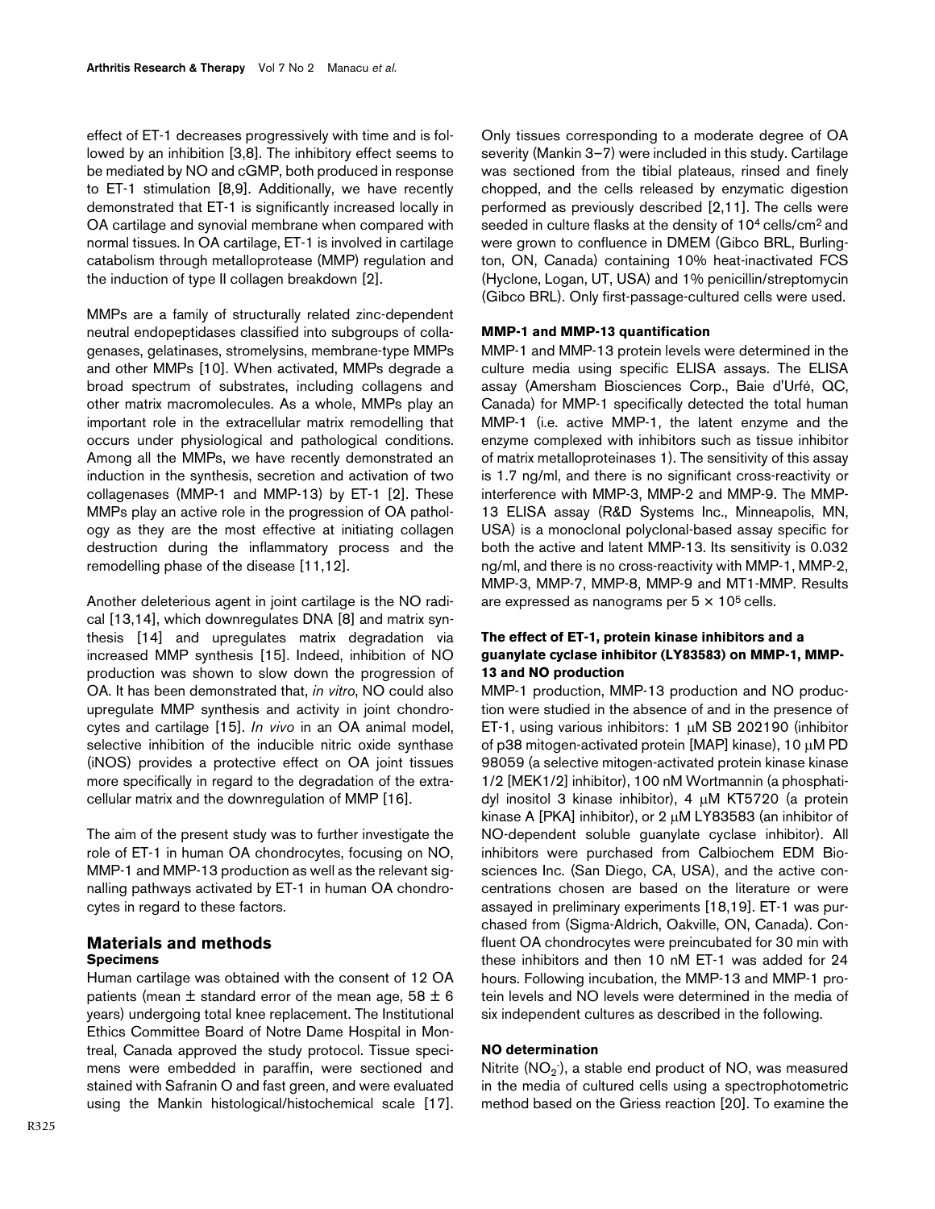effect of ET-1 decreases progressively with time and is followed by an inhibition [3,8]. The inhibitory effect seems to be mediated by NO and cGMP, both produced in response to ET-1 stimulation [8,9]. Additionally, we have recently demonstrated that ET-1 is significantly increased locally in OA cartilage and synovial membrane when compared with normal tissues. In OA cartilage, ET-1 is involved in cartilage catabolism through metalloprotease (MMP) regulation and the induction of type II collagen breakdown [2].

MMPs are a family of structurally related zinc-dependent neutral endopeptidases classified into subgroups of collagenases, gelatinases, stromelysins, membrane-type MMPs and other MMPs [10]. When activated, MMPs degrade a broad spectrum of substrates, including collagens and other matrix macromolecules. As a whole, MMPs play an important role in the extracellular matrix remodelling that occurs under physiological and pathological conditions. Among all the MMPs, we have recently demonstrated an induction in the synthesis, secretion and activation of two collagenases (MMP-1 and MMP-13) by ET-1 [2]. These MMPs play an active role in the progression of OA pathology as they are the most effective at initiating collagen destruction during the inflammatory process and the remodelling phase of the disease [11,12].

Another deleterious agent in joint cartilage is the NO radical [13,14], which downregulates DNA [8] and matrix synthesis [14] and upregulates matrix degradation via increased MMP synthesis [15]. Indeed, inhibition of NO production was shown to slow down the progression of OA. It has been demonstrated that, *in vitro*, NO could also upregulate MMP synthesis and activity in joint chondrocytes and cartilage [15]. *In vivo* in an OA animal model, selective inhibition of the inducible nitric oxide synthase (iNOS) provides a protective effect on OA joint tissues more specifically in regard to the degradation of the extracellular matrix and the downregulation of MMP [16].

The aim of the present study was to further investigate the role of ET-1 in human OA chondrocytes, focusing on NO, MMP-1 and MMP-13 production as well as the relevant signalling pathways activated by ET-1 in human OA chondrocytes in regard to these factors.

## Materials and methods

### Specimens

Human cartilage was obtained with the consent of 12 OA patients (mean ± standard error of the mean age, 58 ± 6 years) undergoing total knee replacement. The Institutional Ethics Committee Board of Notre Dame Hospital in Montreal, Canada approved the study protocol. Tissue specimens were embedded in paraffin, were sectioned and stained with Safranin O and fast green, and were evaluated using the Mankin histological/histochemical scale [17]. Only tissues corresponding to a moderate degree of OA severity (Mankin 3–7) were included in this study. Cartilage was sectioned from the tibial plateaus, rinsed and finely chopped, and the cells released by enzymatic digestion performed as previously described [2,11]. The cells were seeded in culture flasks at the density of $10^4$ cells/cm$^2$ and were grown to confluence in DMEM (Gibco BRL, Burlington, ON, Canada) containing 10% heat-inactivated FCS (Hyclone, Logan, UT, USA) and 1% penicillin/streptomycin (Gibco BRL). Only first-passage-cultured cells were used.

### MMP-1 and MMP-13 quantification

MMP-1 and MMP-13 protein levels were determined in the culture media using specific ELISA assays. The ELISA assay (Amersham Biosciences Corp., Baie d'Urfé, QC, Canada) for MMP-1 specifically detected the total human MMP-1 (i.e. active MMP-1, the latent enzyme and the enzyme complexed with inhibitors such as tissue inhibitor of matrix metalloproteinases 1). The sensitivity of this assay is 1.7 ng/ml, and there is no significant cross-reactivity or interference with MMP-3, MMP-2 and MMP-9. The MMP-13 ELISA assay (R&D Systems Inc., Minneapolis, MN, USA) is a monoclonal polyclonal-based assay specific for both the active and latent MMP-13. Its sensitivity is 0.032 ng/ml, and there is no cross-reactivity with MMP-1, MMP-2, MMP-3, MMP-7, MMP-8, MMP-9 and MT1-MMP. Results are expressed as nanograms per $5 \times 10^5$ cells.

### The effect of ET-1, protein kinase inhibitors and a guanylate cyclase inhibitor (LY83583) on MMP-1, MMP-13 and NO production

MMP-1 production, MMP-13 production and NO production were studied in the absence of and in the presence of ET-1, using various inhibitors: 1 μM SB 202190 (inhibitor of p38 mitogen-activated protein [MAP] kinase), 10 μM PD 98059 (a selective mitogen-activated protein kinase kinase 1/2 [MEK1/2] inhibitor), 100 nM Wortmannin (a phosphatidyl inositol 3 kinase inhibitor), 4 μM KT5720 (a protein kinase A [PKA] inhibitor), or 2 μM LY83583 (an inhibitor of NO-dependent soluble guanylate cyclase inhibitor). All inhibitors were purchased from Calbiochem EDM Biosciences Inc. (San Diego, CA, USA), and the active concentrations chosen are based on the literature or were assayed in preliminary experiments [18,19]. ET-1 was purchased from (Sigma-Aldrich, Oakville, ON, Canada). Confluent OA chondrocytes were preincubated for 30 min with these inhibitors and then 10 nM ET-1 was added for 24 hours. Following incubation, the MMP-13 and MMP-1 protein levels and NO levels were determined in the media of six independent cultures as described in the following.

### NO determination

Nitrite ($NO_2^-$), a stable end product of NO, was measured in the media of cultured cells using a spectrophotometric method based on the Griess reaction [20]. To examine the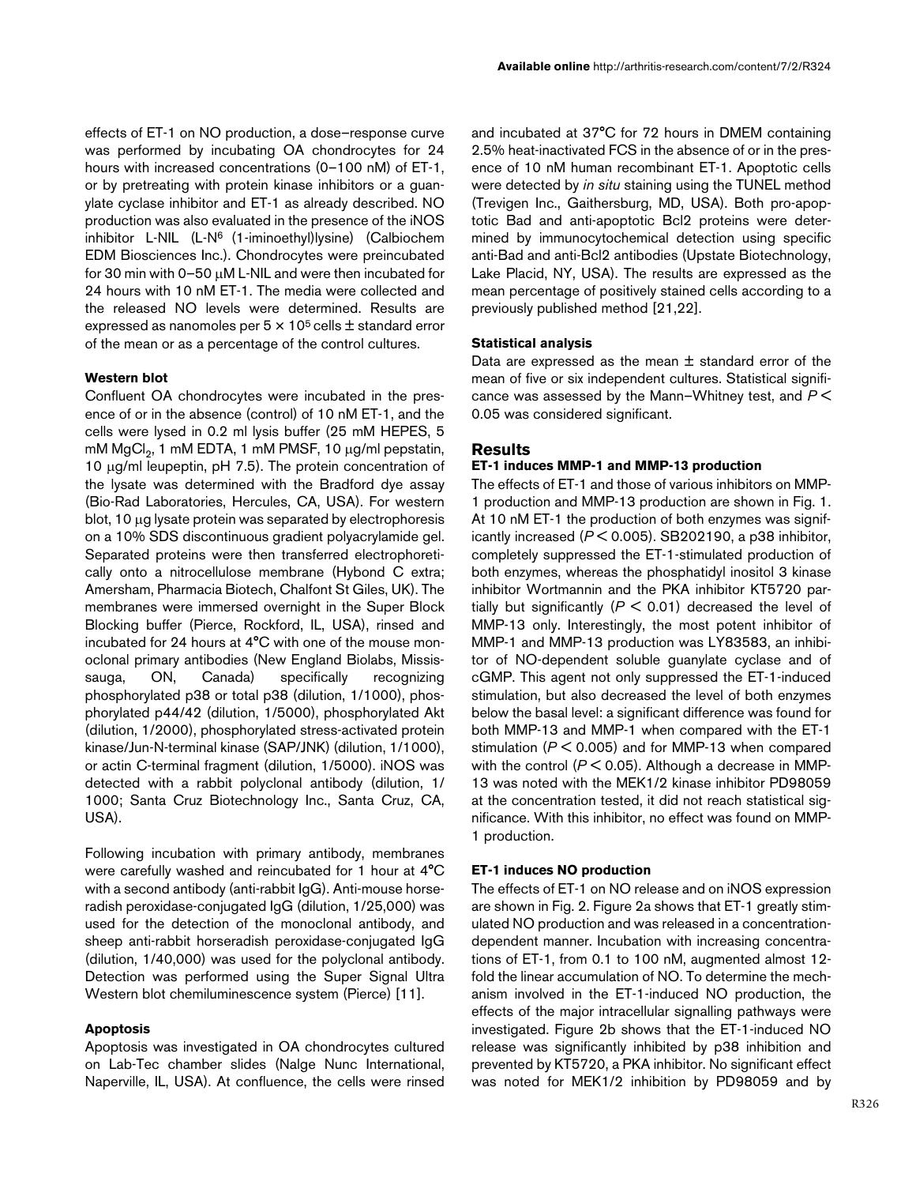effects of ET-1 on NO production, a dose–response curve was performed by incubating OA chondrocytes for 24 hours with increased concentrations (0–100 nM) of ET-1, or by pretreating with protein kinase inhibitors or a guanylate cyclase inhibitor and ET-1 as already described. NO production was also evaluated in the presence of the iNOS inhibitor L-NIL (L-$N^6$ (1-iminoethyl)lysine) (Calbiochem EDM Biosciences Inc.). Chondrocytes were preincubated for 30 min with 0–50 μM L-NIL and were then incubated for 24 hours with 10 nM ET-1. The media were collected and the released NO levels were determined. Results are expressed as nanomoles per $5 \times 10^5$ cells ± standard error of the mean or as a percentage of the control cultures.

### Western blot

Confluent OA chondrocytes were incubated in the presence of or in the absence (control) of 10 nM ET-1, and the cells were lysed in 0.2 ml lysis buffer (25 mM HEPES, 5 mM $MgCl_2$, 1 mM EDTA, 1 mM PMSF, 10 μg/ml pepstatin, 10 μg/ml leupeptin, pH 7.5). The protein concentration of the lysate was determined with the Bradford dye assay (Bio-Rad Laboratories, Hercules, CA, USA). For western blot, 10 μg lysate protein was separated by electrophoresis on a 10% SDS discontinuous gradient polyacrylamide gel. Separated proteins were then transferred electrophoretically onto a nitrocellulose membrane (Hybond C extra; Amersham, Pharmacia Biotech, Chalfont St Giles, UK). The membranes were immersed overnight in the Super Block Blocking buffer (Pierce, Rockford, IL, USA), rinsed and incubated for 24 hours at 4°C with one of the mouse monoclonal primary antibodies (New England Biolabs, Mississauga, ON, Canada) specifically recognizing phosphorylated p38 or total p38 (dilution, 1/1000), phosphorylated p44/42 (dilution, 1/5000), phosphorylated Akt (dilution, 1/2000), phosphorylated stress-activated protein kinase/Jun-N-terminal kinase (SAP/JNK) (dilution, 1/1000), or actin C-terminal fragment (dilution, 1/5000). iNOS was detected with a rabbit polyclonal antibody (dilution, 1/1000; Santa Cruz Biotechnology Inc., Santa Cruz, CA, USA).

Following incubation with primary antibody, membranes were carefully washed and reincubated for 1 hour at 4°C with a second antibody (anti-rabbit IgG). Anti-mouse horseradish peroxidase-conjugated IgG (dilution, 1/25,000) was used for the detection of the monoclonal antibody, and sheep anti-rabbit horseradish peroxidase-conjugated IgG (dilution, 1/40,000) was used for the polyclonal antibody. Detection was performed using the Super Signal Ultra Western blot chemiluminescence system (Pierce) [11].

### Apoptosis

Apoptosis was investigated in OA chondrocytes cultured on Lab-Tec chamber slides (Nalge Nunc International, Naperville, IL, USA). At confluence, the cells were rinsed and incubated at 37°C for 72 hours in DMEM containing 2.5% heat-inactivated FCS in the absence of or in the presence of 10 nM human recombinant ET-1. Apoptotic cells were detected by *in situ* staining using the TUNEL method (Trevigen Inc., Gaithersburg, MD, USA). Both pro-apoptotic Bad and anti-apoptotic Bcl2 proteins were determined by immunocytochemical detection using specific anti-Bad and anti-Bcl2 antibodies (Upstate Biotechnology, Lake Placid, NY, USA). The results are expressed as the mean percentage of positively stained cells according to a previously published method [21,22].

### Statistical analysis

Data are expressed as the mean ± standard error of the mean of five or six independent cultures. Statistical significance was assessed by the Mann–Whitney test, and $P < 0.05$ was considered significant.

## Results

### ET-1 induces MMP-1 and MMP-13 production

The effects of ET-1 and those of various inhibitors on MMP-1 production and MMP-13 production are shown in Fig. 1. At 10 nM ET-1 the production of both enzymes was significantly increased ($P < 0.005$). SB202190, a p38 inhibitor, completely suppressed the ET-1-stimulated production of both enzymes, whereas the phosphatidyl inositol 3 kinase inhibitor Wortmannin and the PKA inhibitor KT5720 partially but significantly ($P < 0.01$) decreased the level of MMP-13 only. Interestingly, the most potent inhibitor of MMP-1 and MMP-13 production was LY83583, an inhibitor of NO-dependent soluble guanylate cyclase and of cGMP. This agent not only suppressed the ET-1-induced stimulation, but also decreased the level of both enzymes below the basal level: a significant difference was found for both MMP-13 and MMP-1 when compared with the ET-1 stimulation ($P < 0.005$) and for MMP-13 when compared with the control ($P < 0.05$). Although a decrease in MMP-13 was noted with the MEK1/2 kinase inhibitor PD98059 at the concentration tested, it did not reach statistical significance. With this inhibitor, no effect was found on MMP-1 production.

### ET-1 induces NO production

The effects of ET-1 on NO release and on iNOS expression are shown in Fig. 2. Figure 2a shows that ET-1 greatly stimulated NO production and was released in a concentration-dependent manner. Incubation with increasing concentrations of ET-1, from 0.1 to 100 nM, augmented almost 12-fold the linear accumulation of NO. To determine the mechanism involved in the ET-1-induced NO production, the effects of the major intracellular signalling pathways were investigated. Figure 2b shows that the ET-1-induced NO release was significantly inhibited by p38 inhibition and prevented by KT5720, a PKA inhibitor. No significant effect was noted for MEK1/2 inhibition by PD98059 and by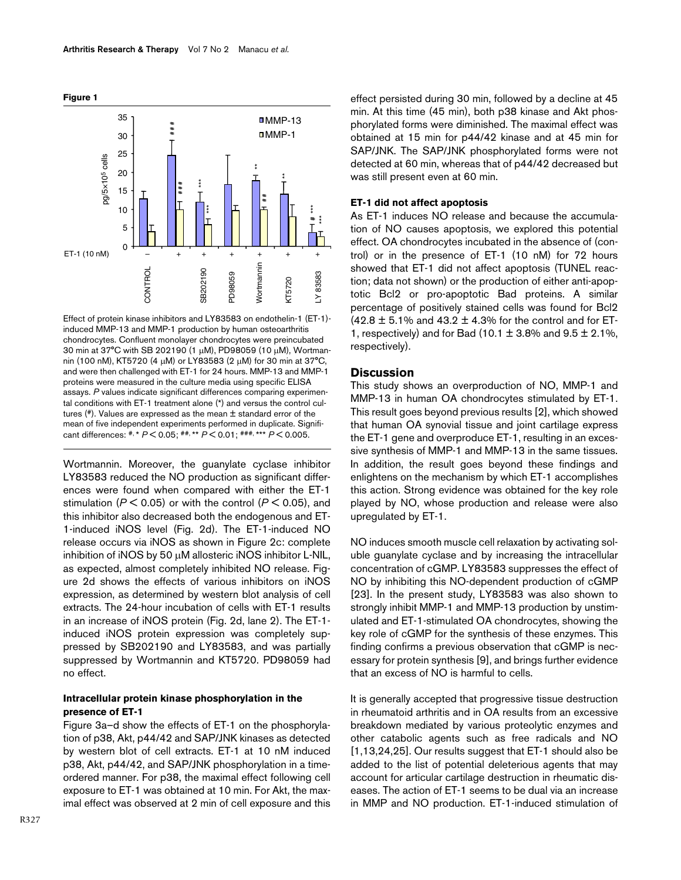**Figure 1**

Effect of protein kinase inhibitors and LY83583 on endothelin-1 (ET-1)-induced MMP-13 and MMP-1 production by human osteoarthritis chondrocytes. Confluent monolayer chondrocytes were preincubated 30 min at 37°C with SB 202190 (1 μM), PD98059 (10 μM), Wortmannin (100 nM), KT5720 (4 μM) or LY83583 (2 μM) for 30 min at 37°C, and were then challenged with ET-1 for 24 hours. MMP-13 and MMP-1 proteins were measured in the culture media using specific ELISA assays. *P* values indicate significant differences comparing experimental conditions with ET-1 treatment alone (*) and versus the control cultures (#). Values are expressed as the mean ± standard error of the mean of five independent experiments performed in duplicate. Significant differences: #,* $P < 0.05$; ##,** $P < 0.01$; ###,*** $P < 0.005$.

Wortmannin. Moreover, the guanylate cyclase inhibitor LY83583 reduced the NO production as significant differences were found when compared with either the ET-1 stimulation ($P < 0.05$) or with the control ($P < 0.05$), and this inhibitor also decreased both the endogenous and ET-1-induced iNOS level (Fig. 2d). The ET-1-induced NO release occurs via iNOS as shown in Figure 2c: complete inhibition of iNOS by 50 μM allosteric iNOS inhibitor L-NIL, as expected, almost completely inhibited NO release. Figure 2d shows the effects of various inhibitors on iNOS expression, as determined by western blot analysis of cell extracts. The 24-hour incubation of cells with ET-1 results in an increase of iNOS protein (Fig. 2d, lane 2). The ET-1-induced iNOS protein expression was completely suppressed by SB202190 and LY83583, and was partially suppressed by Wortmannin and KT5720. PD98059 had no effect.

### Intracellular protein kinase phosphorylation in the presence of ET-1

Figure 3a–d show the effects of ET-1 on the phosphorylation of p38, Akt, p44/42 and SAP/JNK kinases as detected by western blot of cell extracts. ET-1 at 10 nM induced p38, Akt, p44/42, and SAP/JNK phosphorylation in a time-ordered manner. For p38, the maximal effect following cell exposure to ET-1 was obtained at 10 min. For Akt, the maximal effect was observed at 2 min of cell exposure and this effect persisted during 30 min, followed by a decline at 45 min. At this time (45 min), both p38 kinase and Akt phosphorylated forms were diminished. The maximal effect was obtained at 15 min for p44/42 kinase and at 45 min for SAP/JNK. The SAP/JNK phosphorylated forms were not detected at 60 min, whereas that of p44/42 decreased but was still present even at 60 min.

### ET-1 did not affect apoptosis

As ET-1 induces NO release and because the accumulation of NO causes apoptosis, we explored this potential effect. OA chondrocytes incubated in the absence of (control) or in the presence of ET-1 (10 nM) for 72 hours showed that ET-1 did not affect apoptosis (TUNEL reaction; data not shown) or the production of either anti-apoptotic Bcl2 or pro-apoptotic Bad proteins. A similar percentage of positively stained cells was found for Bcl2 (42.8 ± 5.1% and 43.2 ± 4.3% for the control and for ET-1, respectively) and for Bad (10.1 ± 3.8% and 9.5 ± 2.1%, respectively).

## Discussion

This study shows an overproduction of NO, MMP-1 and MMP-13 in human OA chondrocytes stimulated by ET-1. This result goes beyond previous results [2], which showed that human OA synovial tissue and joint cartilage express the ET-1 gene and overproduce ET-1, resulting in an excessive synthesis of MMP-1 and MMP-13 in the same tissues. In addition, the result goes beyond these findings and enlightens on the mechanism by which ET-1 accomplishes this action. Strong evidence was obtained for the key role played by NO, whose production and release were also upregulated by ET-1.

NO induces smooth muscle cell relaxation by activating soluble guanylate cyclase and by increasing the intracellular concentration of cGMP. LY83583 suppresses the effect of NO by inhibiting this NO-dependent production of cGMP [23]. In the present study, LY83583 was also shown to strongly inhibit MMP-1 and MMP-13 production by unstimulated and ET-1-stimulated OA chondrocytes, showing the key role of cGMP for the synthesis of these enzymes. This finding confirms a previous observation that cGMP is necessary for protein synthesis [9], and brings further evidence that an excess of NO is harmful to cells.

It is generally accepted that progressive tissue destruction in rheumatoid arthritis and in OA results from an excessive breakdown mediated by various proteolytic enzymes and other catabolic agents such as free radicals and NO [1,13,24,25]. Our results suggest that ET-1 should also be added to the list of potential deleterious agents that may account for articular cartilage destruction in rheumatic diseases. The action of ET-1 seems to be dual via an increase in MMP and NO production. ET-1-induced stimulation of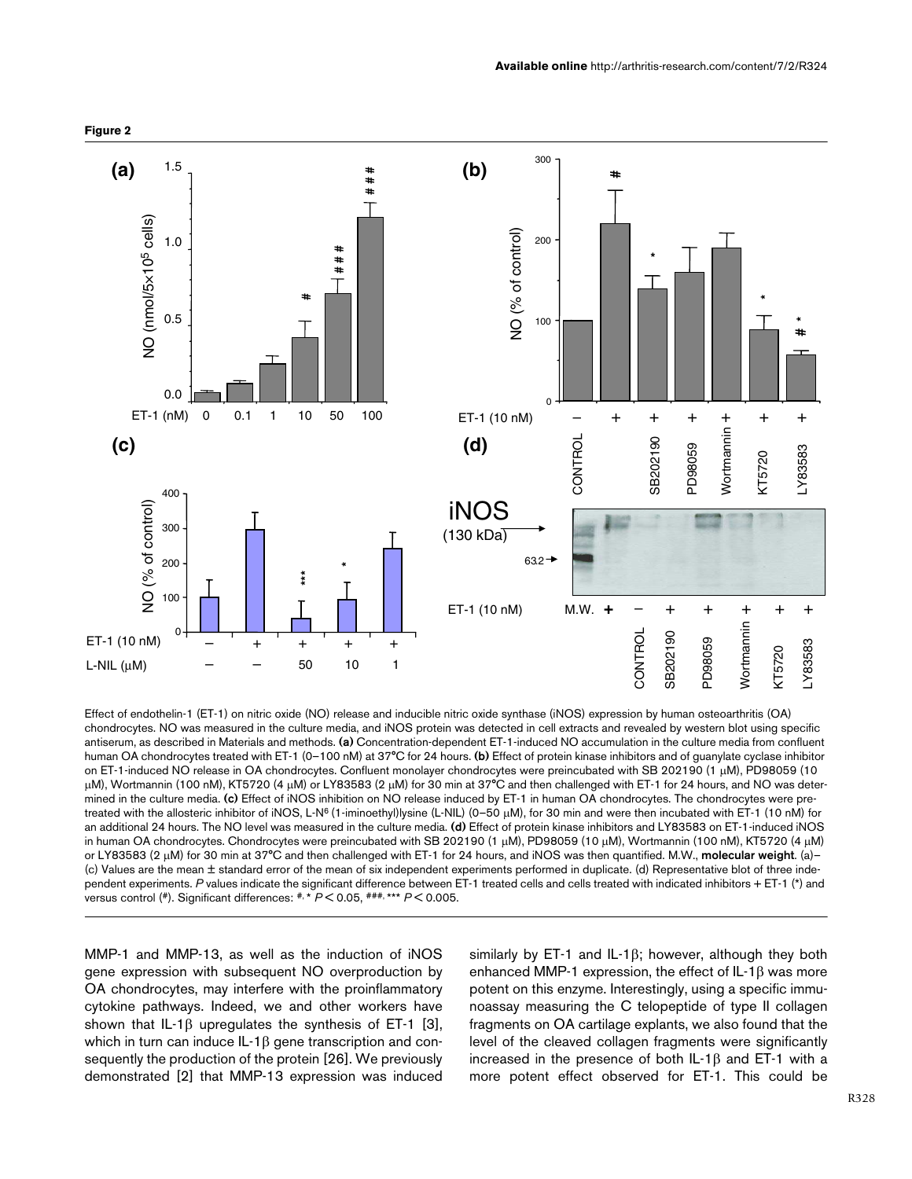**Figure 2**

Effect of endothelin-1 (ET-1) on nitric oxide (NO) release and inducible nitric oxide synthase (iNOS) expression by human osteoarthritis (OA) chondrocytes. NO was measured in the culture media, and iNOS protein was detected in cell extracts and revealed by western blot using specific antiserum, as described in Materials and methods. **(a)** Concentration-dependent ET-1-induced NO accumulation in the culture media from confluent human OA chondrocytes treated with ET-1 (0–100 nM) at 37°C for 24 hours. **(b)** Effect of protein kinase inhibitors and of guanylate cyclase inhibitor on ET-1-induced NO release in OA chondrocytes. Confluent monolayer chondrocytes were preincubated with SB 202190 (1 μM), PD98059 (10 μM), Wortmannin (100 nM), KT5720 (4 μM) or LY83583 (2 μM) for 30 min at 37°C and then challenged with ET-1 for 24 hours, and NO was determined in the culture media. **(c)** Effect of iNOS inhibition on NO release induced by ET-1 in human OA chondrocytes. The chondrocytes were pretreated with the allosteric inhibitor of iNOS, L-N[6] (1-iminoethyl)lysine (L-NIL) (0–50 μM), for 30 min and were then incubated with ET-1 (10 nM) for an additional 24 hours. The NO level was measured in the culture media. **(d)** Effect of protein kinase inhibitors and LY83583 on ET-1-induced iNOS in human OA chondrocytes. Chondrocytes were preincubated with SB 202190 (1 μM), PD98059 (10 μM), Wortmannin (100 nM), KT5720 (4 μM) or LY83583 (2 μM) for 30 min at 37°C and then challenged with ET-1 for 24 hours, and iNOS was then quantified. M.W., **molecular weight**. (a)–(c) Values are the mean ± standard error of the mean of six independent experiments performed in duplicate. (d) Representative blot of three independent experiments. *P* values indicate the significant difference between ET-1 treated cells and cells treated with indicated inhibitors + ET-1 (*) and versus control (#). Significant differences: #, * $P < 0.05$, ###, *** $P < 0.005$.

MMP-1 and MMP-13, as well as the induction of iNOS gene expression with subsequent NO overproduction by OA chondrocytes, may interfere with the proinflammatory cytokine pathways. Indeed, we and other workers have shown that IL-1β upregulates the synthesis of ET-1 [3], which in turn can induce IL-1β gene transcription and consequently the production of the protein [26]. We previously demonstrated [2] that MMP-13 expression was induced similarly by ET-1 and IL-1β; however, although they both enhanced MMP-1 expression, the effect of IL-1β was more potent on this enzyme. Interestingly, using a specific immunoassay measuring the C telopeptide of type II collagen fragments on OA cartilage explants, we also found that the level of the cleaved collagen fragments were significantly increased in the presence of both IL-1β and ET-1 with a more potent effect observed for ET-1. This could be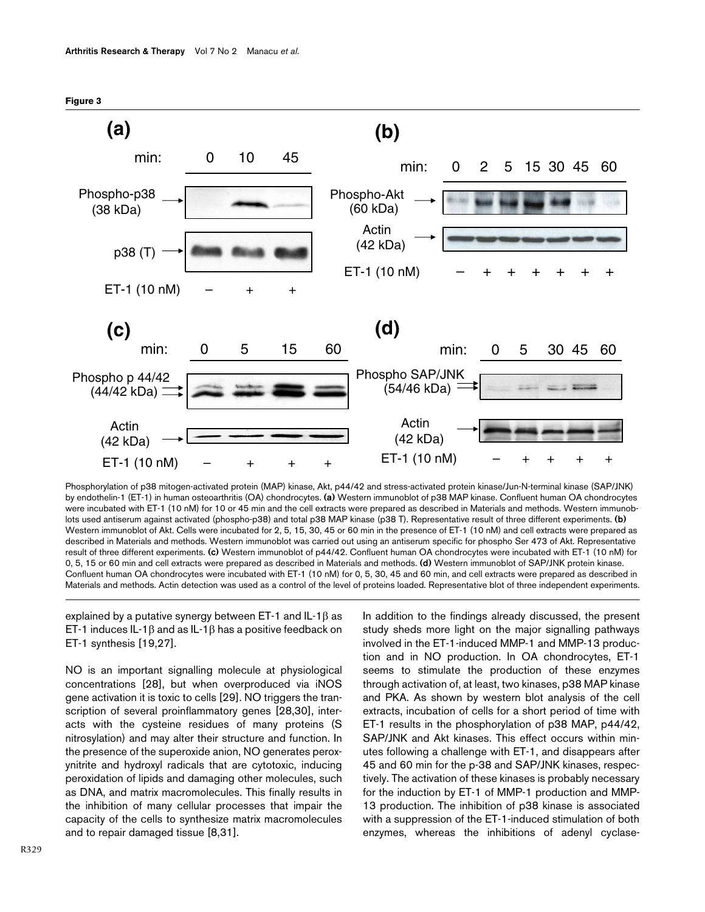**Figure 3**

Phosphorylation of p38 mitogen-activated protein (MAP) kinase, Akt, p44/42 and stress-activated protein kinase/Jun-N-terminal kinase (SAP/JNK) by endothelin-1 (ET-1) in human osteoarthritis (OA) chondrocytes. **(a)** Western immunoblot of p38 MAP kinase. Confluent human OA chondrocytes were incubated with ET-1 (10 nM) for 10 or 45 min and the cell extracts were prepared as described in Materials and methods. Western immunoblots used antiserum against activated (phospho-p38) and total p38 MAP kinase (p38 T). Representative result of three different experiments. **(b)** Western immunoblot of Akt. Cells were incubated for 2, 5, 15, 30, 45 or 60 min in the presence of ET-1 (10 nM) and cell extracts were prepared as described in Materials and methods. Western immunoblot was carried out using an antiserum specific for phospho Ser 473 of Akt. Representative result of three different experiments. **(c)** Western immunoblot of p44/42. Confluent human OA chondrocytes were incubated with ET-1 (10 nM) for 0, 5, 15 or 60 min and cell extracts were prepared as described in Materials and methods. **(d)** Western immunoblot of SAP/JNK protein kinase. Confluent human OA chondrocytes were incubated with ET-1 (10 nM) for 0, 5, 30, 45 and 60 min, and cell extracts were prepared as described in Materials and methods. Actin detection was used as a control of the level of proteins loaded. Representative blot of three independent experiments.

explained by a putative synergy between ET-1 and IL-1β as ET-1 induces IL-1β and as IL-1β has a positive feedback on ET-1 synthesis [19,27].

NO is an important signalling molecule at physiological concentrations [28], but when overproduced via iNOS gene activation it is toxic to cells [29]. NO triggers the transcription of several proinflammatory genes [28,30], interacts with the cysteine residues of many proteins (S nitrosylation) and may alter their structure and function. In the presence of the superoxide anion, NO generates peroxynitrite and hydroxyl radicals that are cytotoxic, inducing peroxidation of lipids and damaging other molecules, such as DNA, and matrix macromolecules. This finally results in the inhibition of many cellular processes that impair the capacity of the cells to synthesize matrix macromolecules and to repair damaged tissue [8,31].

In addition to the findings already discussed, the present study sheds more light on the major signalling pathways involved in the ET-1-induced MMP-1 and MMP-13 production and in NO production. In OA chondrocytes, ET-1 seems to stimulate the production of these enzymes through activation of, at least, two kinases, p38 MAP kinase and PKA. As shown by western blot analysis of the cell extracts, incubation of cells for a short period of time with ET-1 results in the phosphorylation of p38 MAP, p44/42, SAP/JNK and Akt kinases. This effect occurs within minutes following a challenge with ET-1, and disappears after 45 and 60 min for the p-38 and SAP/JNK kinases, respectively. The activation of these kinases is probably necessary for the induction by ET-1 of MMP-1 production and MMP-13 production. The inhibition of p38 kinase is associated with a suppression of the ET-1-induced stimulation of both enzymes, whereas the inhibitions of adenyl cyclase-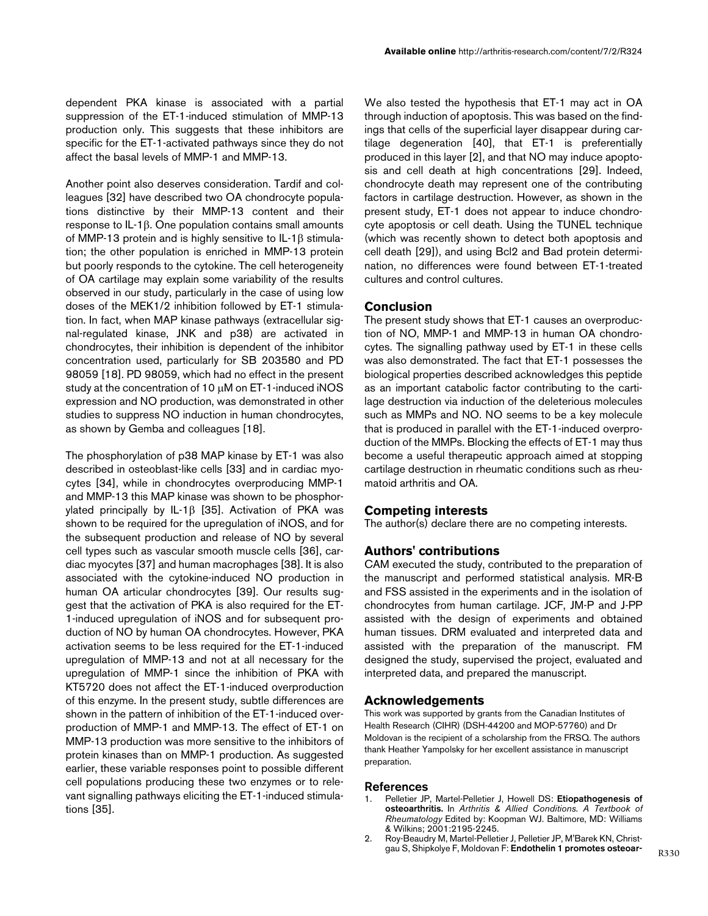dependent PKA kinase is associated with a partial suppression of the ET-1-induced stimulation of MMP-13 production only. This suggests that these inhibitors are specific for the ET-1-activated pathways since they do not affect the basal levels of MMP-1 and MMP-13.

Another point also deserves consideration. Tardif and colleagues [32] have described two OA chondrocyte populations distinctive by their MMP-13 content and their response to IL-1β. One population contains small amounts of MMP-13 protein and is highly sensitive to IL-1β stimulation; the other population is enriched in MMP-13 protein but poorly responds to the cytokine. The cell heterogeneity of OA cartilage may explain some variability of the results observed in our study, particularly in the case of using low doses of the MEK1/2 inhibition followed by ET-1 stimulation. In fact, when MAP kinase pathways (extracellular signal-regulated kinase, JNK and p38) are activated in chondrocytes, their inhibition is dependent of the inhibitor concentration used, particularly for SB 203580 and PD 98059 [18]. PD 98059, which had no effect in the present study at the concentration of 10 μM on ET-1-induced iNOS expression and NO production, was demonstrated in other studies to suppress NO induction in human chondrocytes, as shown by Gemba and colleagues [18].

The phosphorylation of p38 MAP kinase by ET-1 was also described in osteoblast-like cells [33] and in cardiac myocytes [34], while in chondrocytes overproducing MMP-1 and MMP-13 this MAP kinase was shown to be phosphorylated principally by IL-1β [35]. Activation of PKA was shown to be required for the upregulation of iNOS, and for the subsequent production and release of NO by several cell types such as vascular smooth muscle cells [36], cardiac myocytes [37] and human macrophages [38]. It is also associated with the cytokine-induced NO production in human OA articular chondrocytes [39]. Our results suggest that the activation of PKA is also required for the ET-1-induced upregulation of iNOS and for subsequent production of NO by human OA chondrocytes. However, PKA activation seems to be less required for the ET-1-induced upregulation of MMP-13 and not at all necessary for the upregulation of MMP-1 since the inhibition of PKA with KT5720 does not affect the ET-1-induced overproduction of this enzyme. In the present study, subtle differences are shown in the pattern of inhibition of the ET-1-induced overproduction of MMP-1 and MMP-13. The effect of ET-1 on MMP-13 production was more sensitive to the inhibitors of protein kinases than on MMP-1 production. As suggested earlier, these variable responses point to possible different cell populations producing these two enzymes or to relevant signalling pathways eliciting the ET-1-induced stimulations [35].

We also tested the hypothesis that ET-1 may act in OA through induction of apoptosis. This was based on the findings that cells of the superficial layer disappear during cartilage degeneration [40], that ET-1 is preferentially produced in this layer [2], and that NO may induce apoptosis and cell death at high concentrations [29]. Indeed, chondrocyte death may represent one of the contributing factors in cartilage destruction. However, as shown in the present study, ET-1 does not appear to induce chondrocyte apoptosis or cell death. Using the TUNEL technique (which was recently shown to detect both apoptosis and cell death [29]), and using Bcl2 and Bad protein determination, no differences were found between ET-1-treated cultures and control cultures.

## Conclusion

The present study shows that ET-1 causes an overproduction of NO, MMP-1 and MMP-13 in human OA chondrocytes. The signalling pathway used by ET-1 in these cells was also demonstrated. The fact that ET-1 possesses the biological properties described acknowledges this peptide as an important catabolic factor contributing to the cartilage destruction via induction of the deleterious molecules such as MMPs and NO. NO seems to be a key molecule that is produced in parallel with the ET-1-induced overproduction of the MMPs. Blocking the effects of ET-1 may thus become a useful therapeutic approach aimed at stopping cartilage destruction in rheumatic conditions such as rheumatoid arthritis and OA.

## Competing interests

The author(s) declare there are no competing interests.

## Authors' contributions

CAM executed the study, contributed to the preparation of the manuscript and performed statistical analysis. MR-B and FSS assisted in the experiments and in the isolation of chondrocytes from human cartilage. JCF, JM-P and J-PP assisted with the design of experiments and obtained human tissues. DRM evaluated and interpreted data and assisted with the preparation of the manuscript. FM designed the study, supervised the project, evaluated and interpreted data, and prepared the manuscript.

## Acknowledgements

This work was supported by grants from the Canadian Institutes of Health Research (CIHR) (DSH-44200 and MOP-57760) and Dr Moldovan is the recipient of a scholarship from the FRSQ. The authors thank Heather Yampolsky for her excellent assistance in manuscript preparation.

## References

1. Pelletier JP, Martel-Pelletier J, Howell DS: **Etiopathogenesis of osteoarthritis.** In *Arthritis & Allied Conditions. A Textbook of Rheumatology* Edited by: Koopman WJ. Baltimore, MD: Williams & Wilkins; 2001:2195-2245.
2. Roy-Beaudry M, Martel-Pelletier J, Pelletier JP, M'Barek KN, Christgau S, Shipkolye F, Moldovan F: **Endothelin 1 promotes osteoar-**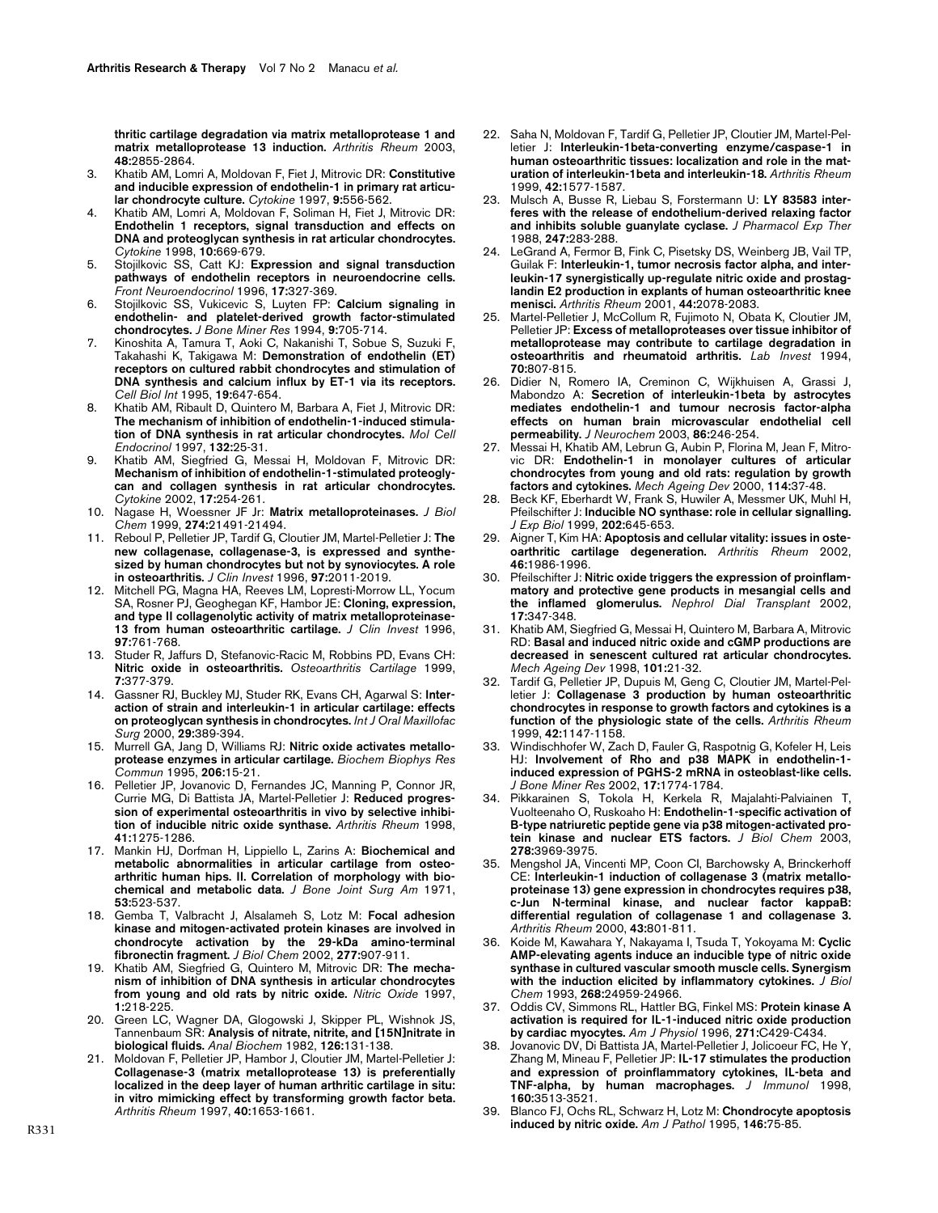thritic cartilage degradation via matrix metalloprotease 1 and matrix metalloprotease 13 induction. *Arthritis Rheum* 2003, **48**:2855-2864.

3. Khatib AM, Lomri A, Moldovan F, Fiet J, Mitrovic DR: **Constitutive and inducible expression of endothelin-1 in primary rat articular chondrocyte culture.** *Cytokine* 1997, **9**:556-562.
4. Khatib AM, Lomri A, Moldovan F, Soliman H, Fiet J, Mitrovic DR: **Endothelin 1 receptors, signal transduction and effects on DNA and proteoglycan synthesis in rat articular chondrocytes.** *Cytokine* 1998, **10**:669-679.
5. Stojilkovic SS, Catt KJ: **Expression and signal transduction pathways of endothelin receptors in neuroendocrine cells.** *Front Neuroendocrinol* 1996, **17**:327-369.
6. Stojilkovic SS, Vukicevic S, Luyten FP: **Calcium signaling in endothelin- and platelet-derived growth factor-stimulated chondrocytes.** *J Bone Miner Res* 1994, **9**:705-714.
7. Kinoshita A, Tamura T, Aoki C, Nakanishi T, Sobue S, Suzuki F, Takahashi K, Takigawa M: **Demonstration of endothelin (ET) receptors on cultured rabbit chondrocytes and stimulation of DNA synthesis and calcium influx by ET-1 via its receptors.** *Cell Biol Int* 1995, **19**:647-654.
8. Khatib AM, Ribault D, Quintero M, Barbara A, Fiet J, Mitrovic DR: **The mechanism of inhibition of endothelin-1-induced stimulation of DNA synthesis in rat articular chondrocytes.** *Mol Cell Endocrinol* 1997, **132**:25-31.
9. Khatib AM, Siegfried G, Messai H, Moldovan F, Mitrovic DR: **Mechanism of inhibition of endothelin-1-stimulated proteoglycan and collagen synthesis in rat articular chondrocytes.** *Cytokine* 2002, **17**:254-261.
10. Nagase H, Woessner JF Jr: **Matrix metalloproteinases.** *J Biol Chem* 1999, **274**:21491-21494.
11. Reboul P, Pelletier JP, Tardif G, Cloutier JM, Martel-Pelletier J: **The new collagenase, collagenase-3, is expressed and synthesized by human chondrocytes but not by synoviocytes. A role in osteoarthritis.** *J Clin Invest* 1996, **97**:2011-2019.
12. Mitchell PG, Magna HA, Reeves LM, Lopresti-Morrow LL, Yocum SA, Rosner PJ, Geoghegan KF, Hambor JE: **Cloning, expression, and type II collagenolytic activity of matrix metalloproteinase-13 from human osteoarthritic cartilage.** *J Clin Invest* 1996, **97**:761-768.
13. Studer R, Jaffurs D, Stefanovic-Racic M, Robbins PD, Evans CH: **Nitric oxide in osteoarthritis.** *Osteoarthritis Cartilage* 1999, **7**:377-379.
14. Gassner RJ, Buckley MJ, Studer RK, Evans CH, Agarwal S: **Interaction of strain and interleukin-1 in articular cartilage: effects on proteoglycan synthesis in chondrocytes.** *Int J Oral Maxillofac Surg* 2000, **29**:389-394.
15. Murrell GA, Jang D, Williams RJ: **Nitric oxide activates metalloprotease enzymes in articular cartilage.** *Biochem Biophys Res Commun* 1995, **206**:15-21.
16. Pelletier JP, Jovanovic D, Fernandes JC, Manning P, Connor JR, Currie MG, Di Battista JA, Martel-Pelletier J: **Reduced progression of experimental osteoarthritis in vivo by selective inhibition of inducible nitric oxide synthase.** *Arthritis Rheum* 1998, **41**:1275-1286.
17. Mankin HJ, Dorfman H, Lippiello L, Zarins A: **Biochemical and metabolic abnormalities in articular cartilage from osteoarthritic human hips. II. Correlation of morphology with biochemical and metabolic data.** *J Bone Joint Surg Am* 1971, **53**:523-537.
18. Gemba T, Valbracht J, Alsalameh S, Lotz M: **Focal adhesion kinase and mitogen-activated protein kinases are involved in chondrocyte activation by the 29-kDa amino-terminal fibronectin fragment.** *J Biol Chem* 2002, **277**:907-911.
19. Khatib AM, Siegfried G, Quintero M, Mitrovic DR: **The mechanism of inhibition of DNA synthesis in articular chondrocytes from young and old rats by nitric oxide.** *Nitric Oxide* 1997, **1**:218-225.
20. Green LC, Wagner DA, Glogowski J, Skipper PL, Wishnok JS, Tannenbaum SR: **Analysis of nitrate, nitrite, and [15N]nitrate in biological fluids.** *Anal Biochem* 1982, **126**:131-138.
21. Moldovan F, Pelletier JP, Hambor J, Cloutier JM, Martel-Pelletier J: **Collagenase-3 (matrix metalloprotease 13) is preferentially localized in the deep layer of human arthritic cartilage in situ: in vitro mimicking effect by transforming growth factor beta.** *Arthritis Rheum* 1997, **40**:1653-1661.
22. Saha N, Moldovan F, Tardif G, Pelletier JP, Cloutier JM, Martel-Pelletier J: **Interleukin-1beta-converting enzyme/caspase-1 in human osteoarthritic tissues: localization and role in the maturation of interleukin-1beta and interleukin-18.** *Arthritis Rheum* 1999, **42**:1577-1587.
23. Mulsch A, Busse R, Liebau S, Forstermann U: **LY 83583 interferes with the release of endothelium-derived relaxing factor and inhibits soluble guanylate cyclase.** *J Pharmacol Exp Ther* 1988, **247**:283-288.
24. LeGrand A, Fermor B, Fink C, Pisetsky DS, Weinberg JB, Vail TP, Guilak F: **Interleukin-1, tumor necrosis factor alpha, and interleukin-17 synergistically up-regulate nitric oxide and prostaglandin E2 production in explants of human osteoarthritic knee menisci.** *Arthritis Rheum* 2001, **44**:2078-2083.
25. Martel-Pelletier J, McCollum R, Fujimoto N, Obata K, Cloutier JM, Pelletier JP: **Excess of metalloproteases over tissue inhibitor of metalloprotease may contribute to cartilage degradation in osteoarthritis and rheumatoid arthritis.** *Lab Invest* 1994, **70**:807-815.
26. Didier N, Romero IA, Creminon C, Wijkhuisen A, Grassi J, Mabondzo A: **Secretion of interleukin-1beta by astrocytes mediates endothelin-1 and tumour necrosis factor-alpha effects on human brain microvascular endothelial cell permeability.** *J Neurochem* 2003, **86**:246-254.
27. Messai H, Khatib AM, Lebrun G, Aubin P, Florina M, Jean F, Mitrovic DR: **Endothelin-1 in monolayer cultures of articular chondrocytes from young and old rats: regulation by growth factors and cytokines.** *Mech Ageing Dev* 2000, **114**:37-48.
28. Beck KF, Eberhardt W, Frank S, Huwiler A, Messmer UK, Muhl H, Pfeilschifter J: **Inducible NO synthase: role in cellular signalling.** *J Exp Biol* 1999, **202**:645-653.
29. Aigner T, Kim HA: **Apoptosis and cellular vitality: issues in osteoarthritic cartilage degeneration.** *Arthritis Rheum* 2002, **46**:1986-1996.
30. Pfeilschifter J: **Nitric oxide triggers the expression of proinflammatory and protective gene products in mesangial cells and the inflamed glomerulus.** *Nephrol Dial Transplant* 2002, **17**:347-348.
31. Khatib AM, Siegfried G, Messai H, Quintero M, Barbara A, Mitrovic RD: **Basal and induced nitric oxide and cGMP productions are decreased in senescent cultured rat articular chondrocytes.** *Mech Ageing Dev* 1998, **101**:21-32.
32. Tardif G, Pelletier JP, Dupuis M, Geng C, Cloutier JM, Martel-Pelletier J: **Collagenase 3 production by human osteoarthritic chondrocytes in response to growth factors and cytokines is a function of the physiologic state of the cells.** *Arthritis Rheum* 1999, **42**:1147-1158.
33. Windischhofer W, Zach D, Fauler G, Raspotnig G, Kofeler H, Leis HJ: **Involvement of Rho and p38 MAPK in endothelin-1-induced expression of PGHS-2 mRNA in osteoblast-like cells.** *J Bone Miner Res* 2002, **17**:1774-1784.
34. Pikkarainen S, Tokola H, Kerkela R, Majalahti-Palviainen T, Vuolteenaho O, Ruskoaho H: **Endothelin-1-specific activation of B-type natriuretic peptide gene via p38 mitogen-activated protein kinase and nuclear ETS factors.** *J Biol Chem* 2003, **278**:3969-3975.
35. Mengshol JA, Vincenti MP, Coon CI, Barchowsky A, Brinckerhoff CE: **Interleukin-1 induction of collagenase 3 (matrix metalloproteinase 13) gene expression in chondrocytes requires p38, c-Jun N-terminal kinase, and nuclear factor kappaB: differential regulation of collagenase 1 and collagenase 3.** *Arthritis Rheum* 2000, **43**:801-811.
36. Koide M, Kawahara Y, Nakayama I, Tsuda T, Yokoyama M: **Cyclic AMP-elevating agents induce an inducible type of nitric oxide synthase in cultured vascular smooth muscle cells. Synergism with the induction elicited by inflammatory cytokines.** *J Biol Chem* 1993, **268**:24959-24966.
37. Oddis CV, Simmons RL, Hattler BG, Finkel MS: **Protein kinase A activation is required for IL-1-induced nitric oxide production by cardiac myocytes.** *Am J Physiol* 1996, **271**:C429-C434.
38. Jovanovic DV, Di Battista JA, Martel-Pelletier J, Jolicoeur FC, He Y, Zhang M, Mineau F, Pelletier JP: **IL-17 stimulates the production and expression of proinflammatory cytokines, IL-beta and TNF-alpha, by human macrophages.** *J Immunol* 1998, **160**:3513-3521.
39. Blanco FJ, Ochs RL, Schwarz H, Lotz M: **Chondrocyte apoptosis induced by nitric oxide.** *Am J Pathol* 1995, **146**:75-85.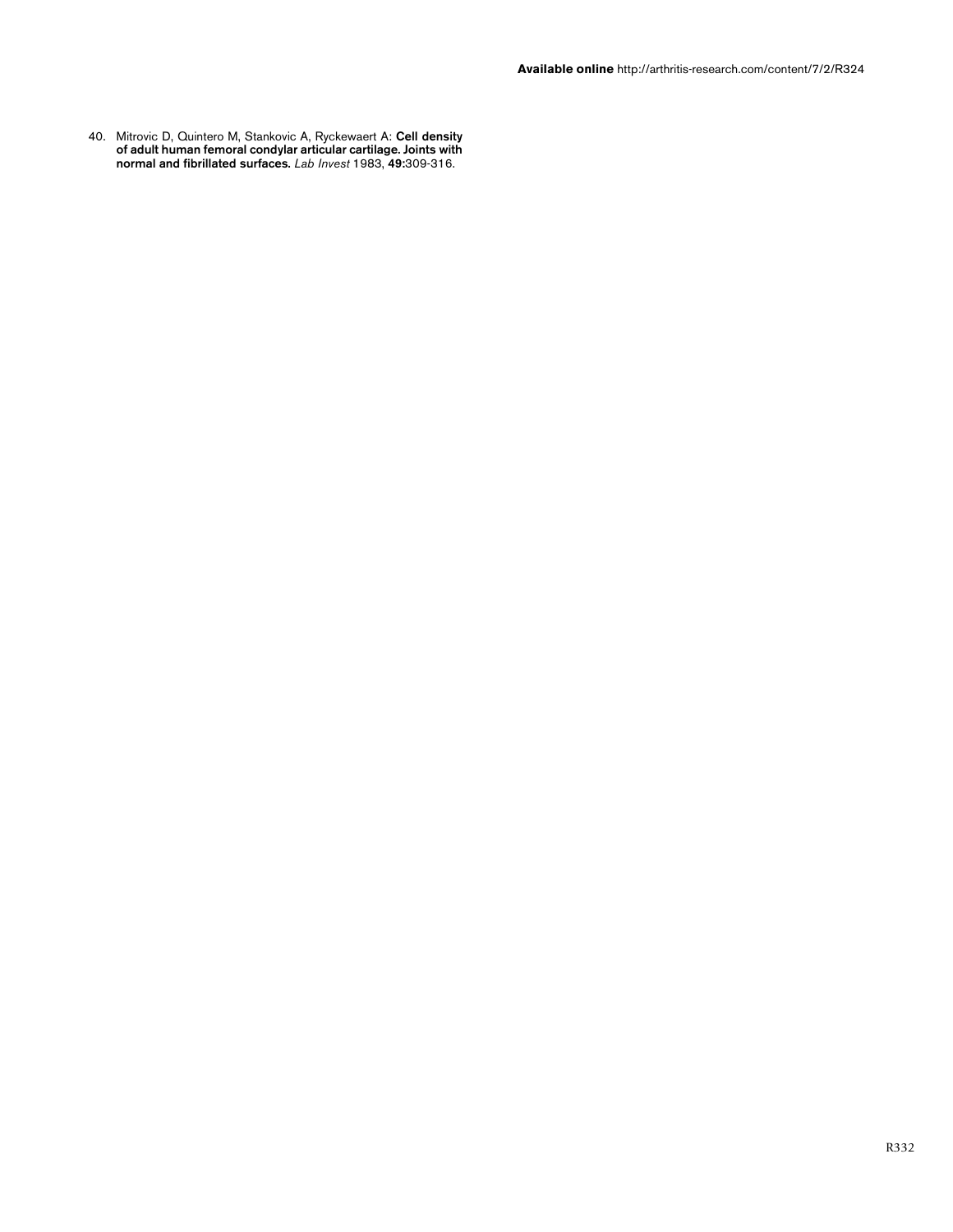40. Mitrovic D, Quintero M, Stankovic A, Ryckewaert A: **Cell density of adult human femoral condylar articular cartilage. Joints with normal and fibrillated surfaces.** *Lab Invest* 1983, **49:**309-316.